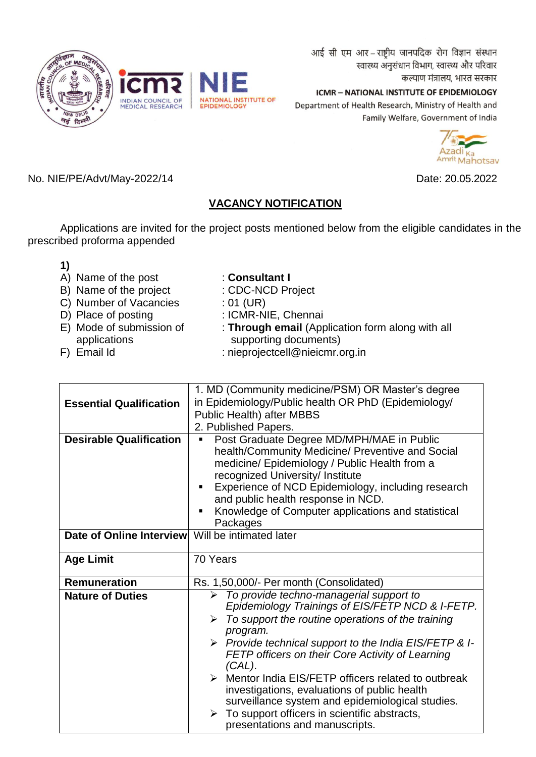आई सी एम आर – राष्ट्रीय जानपदिक रोग विज्ञान संस्थान
स्वास्थ्य अनुसंधान विभाग, स्वास्थ्य और परिवार
कल्याण मंत्रालय, भारत सरकार

**ICMR – NATIONAL INSTITUTE OF EPIDEMIOLOGY**
Department of Health Research, Ministry of Health and Family Welfare, Government of India

No. NIE/PE/Advt/May-2022/14 Date: 20.05.2022

## VACANCY NOTIFICATION

Applications are invited for the project posts mentioned below from the eligible candidates in the prescribed proforma appended

**1)**

A) Name of the post : **Consultant I**
B) Name of the project : CDC-NCD Project
C) Number of Vacancies : 01 (UR)
D) Place of posting : ICMR-NIE, Chennai
E) Mode of submission of applications : **Through email** (Application form along with all supporting documents)
F) Email Id : nieprojectcell@nieicmr.org.in

| | |
|---|---|
| **Essential Qualification** | 1. MD (Community medicine/PSM) OR Master's degree in Epidemiology/Public health OR PhD (Epidemiology/ Public Health) after MBBS<br>2. Published Papers. |
| **Desirable Qualification** | ▪ Post Graduate Degree MD/MPH/MAE in Public health/Community Medicine/ Preventive and Social medicine/ Epidemiology / Public Health from a recognized University/ Institute<br>▪ Experience of NCD Epidemiology, including research and public health response in NCD.<br>▪ Knowledge of Computer applications and statistical Packages |
| **Date of Online Interview** | Will be intimated later |
| **Age Limit** | 70 Years |
| **Remuneration** | Rs. 1,50,000/- Per month (Consolidated) |
| **Nature of Duties** | ➢ *To provide techno-managerial support to Epidemiology Trainings of EIS/FETP NCD & I-FETP.*<br>➢ *To support the routine operations of the training program.*<br>➢ *Provide technical support to the India EIS/FETP & I-FETP officers on their Core Activity of Learning (CAL).*<br>➢ Mentor India EIS/FETP officers related to outbreak investigations, evaluations of public health surveillance system and epidemiological studies.<br>➢ To support officers in scientific abstracts, presentations and manuscripts. |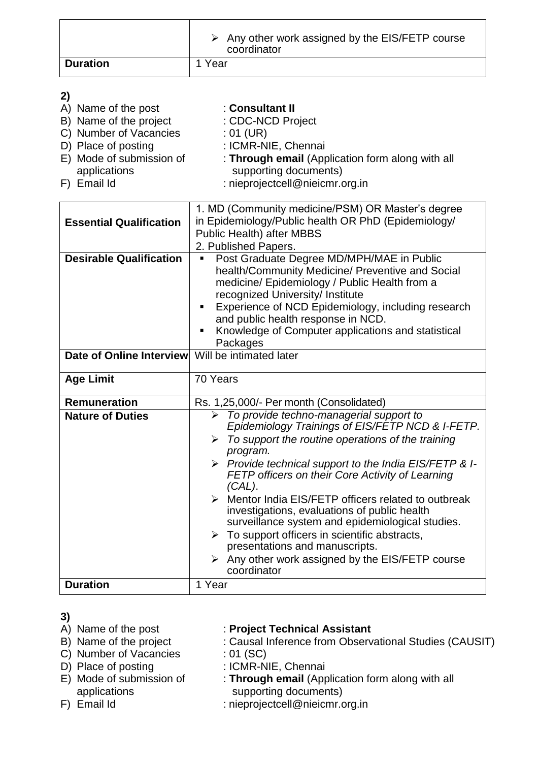| | |
|---|---|
| | ➢ Any other work assigned by the EIS/FETP course coordinator |
| **Duration** | 1 Year |

**2)**

A) Name of the post : **Consultant II**
B) Name of the project : CDC-NCD Project
C) Number of Vacancies : 01 (UR)
D) Place of posting : ICMR-NIE, Chennai
E) Mode of submission of applications : **Through email** (Application form along with all supporting documents)
F) Email Id : nieprojectcell@nieicmr.org.in

| | |
|---|---|
| **Essential Qualification** | 1. MD (Community medicine/PSM) OR Master's degree in Epidemiology/Public health OR PhD (Epidemiology/ Public Health) after MBBS<br>2. Published Papers. |
| **Desirable Qualification** | ▪ Post Graduate Degree MD/MPH/MAE in Public health/Community Medicine/ Preventive and Social medicine/ Epidemiology / Public Health from a recognized University/ Institute<br>▪ Experience of NCD Epidemiology, including research and public health response in NCD.<br>▪ Knowledge of Computer applications and statistical Packages |
| **Date of Online Interview** | Will be intimated later |
| **Age Limit** | 70 Years |
| **Remuneration** | Rs. 1,25,000/- Per month (Consolidated) |
| **Nature of Duties** | ➢ *To provide techno-managerial support to Epidemiology Trainings of EIS/FETP NCD & I-FETP.*<br>➢ *To support the routine operations of the training program.*<br>➢ *Provide technical support to the India EIS/FETP & I-FETP officers on their Core Activity of Learning (CAL)*.<br>➢ Mentor India EIS/FETP officers related to outbreak investigations, evaluations of public health surveillance system and epidemiological studies.<br>➢ To support officers in scientific abstracts, presentations and manuscripts.<br>➢ Any other work assigned by the EIS/FETP course coordinator |
| **Duration** | 1 Year |

**3)**

A) Name of the post : **Project Technical Assistant**
B) Name of the project : Causal Inference from Observational Studies (CAUSIT)
C) Number of Vacancies : 01 (SC)
D) Place of posting : ICMR-NIE, Chennai
E) Mode of submission of applications : **Through email** (Application form along with all supporting documents)
F) Email Id : nieprojectcell@nieicmr.org.in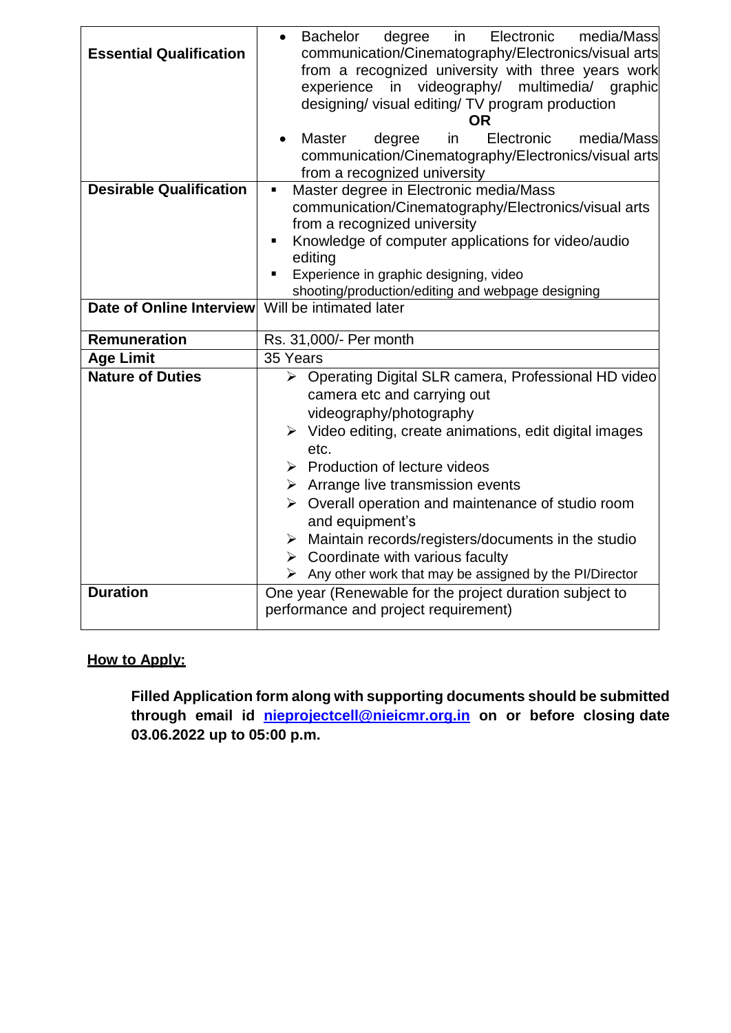| | |
|---|---|
| **Essential Qualification** | • Bachelor degree in Electronic media/Mass communication/Cinematography/Electronics/visual arts from a recognized university with three years work experience in videography/ multimedia/ graphic designing/ visual editing/ TV program production<br>**OR**<br>• Master degree in Electronic media/Mass communication/Cinematography/Electronics/visual arts from a recognized university |
| **Desirable Qualification** | ▪ Master degree in Electronic media/Mass communication/Cinematography/Electronics/visual arts from a recognized university<br>▪ Knowledge of computer applications for video/audio editing<br>▪ Experience in graphic designing, video shooting/production/editing and webpage designing |
| **Date of Online Interview** | Will be intimated later |
| **Remuneration** | Rs. 31,000/- Per month |
| **Age Limit** | 35 Years |
| **Nature of Duties** | ➢ Operating Digital SLR camera, Professional HD video camera etc and carrying out videography/photography<br>➢ Video editing, create animations, edit digital images etc.<br>➢ Production of lecture videos<br>➢ Arrange live transmission events<br>➢ Overall operation and maintenance of studio room and equipment's<br>➢ Maintain records/registers/documents in the studio<br>➢ Coordinate with various faculty<br>➢ Any other work that may be assigned by the PI/Director |
| **Duration** | One year (Renewable for the project duration subject to performance and project requirement) |

**<u>How to Apply:</u>**

**Filled Application form along with supporting documents should be submitted through email id [nieprojectcell@nieicmr.org.in](mailto:nieprojectcell@nieicmr.org.in) on or before closing date 03.06.2022 up to 05:00 p.m.**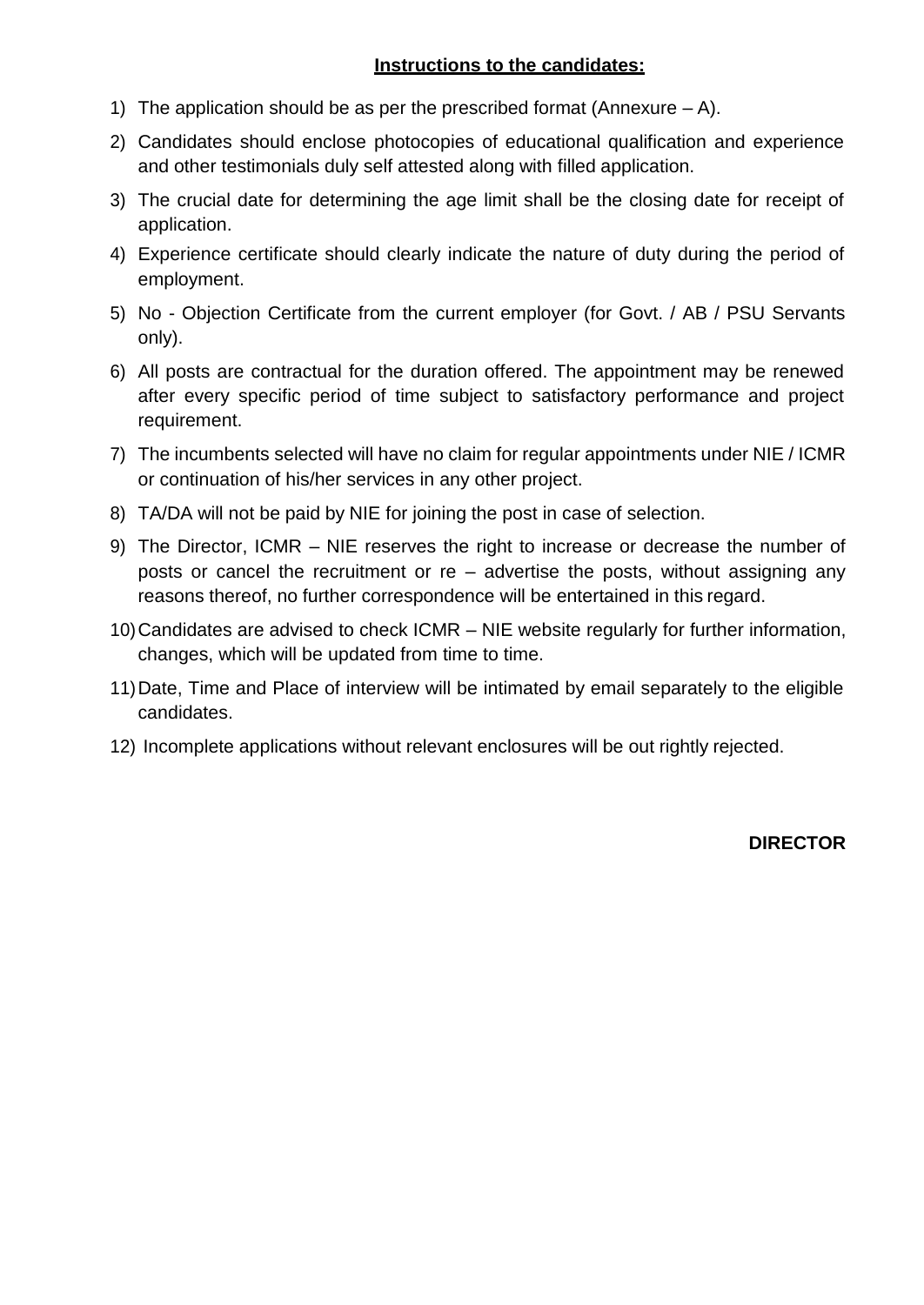**Instructions to the candidates:**

1) The application should be as per the prescribed format (Annexure – A).
2) Candidates should enclose photocopies of educational qualification and experience and other testimonials duly self attested along with filled application.
3) The crucial date for determining the age limit shall be the closing date for receipt of application.
4) Experience certificate should clearly indicate the nature of duty during the period of employment.
5) No - Objection Certificate from the current employer (for Govt. / AB / PSU Servants only).
6) All posts are contractual for the duration offered. The appointment may be renewed after every specific period of time subject to satisfactory performance and project requirement.
7) The incumbents selected will have no claim for regular appointments under NIE / ICMR or continuation of his/her services in any other project.
8) TA/DA will not be paid by NIE for joining the post in case of selection.
9) The Director, ICMR – NIE reserves the right to increase or decrease the number of posts or cancel the recruitment or re – advertise the posts, without assigning any reasons thereof, no further correspondence will be entertained in this regard.
10) Candidates are advised to check ICMR – NIE website regularly for further information, changes, which will be updated from time to time.
11) Date, Time and Place of interview will be intimated by email separately to the eligible candidates.
12) Incomplete applications without relevant enclosures will be out rightly rejected.

**DIRECTOR**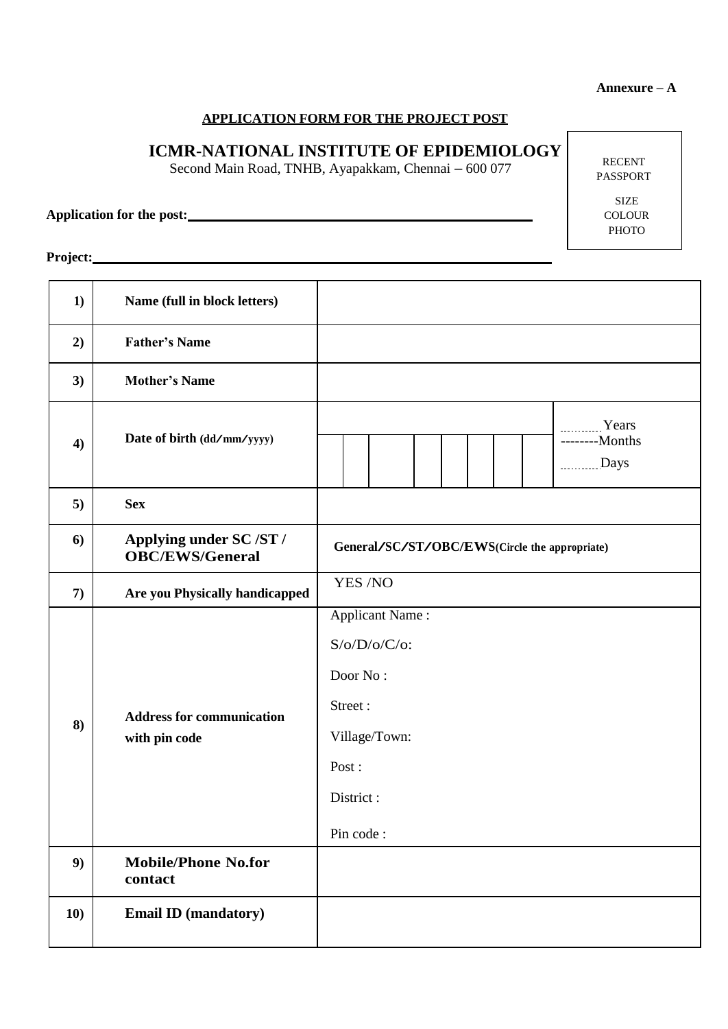**Annexure – A**

**APPLICATION FORM FOR THE PROJECT POST**

# ICMR-NATIONAL INSTITUTE OF EPIDEMIOLOGY

Second Main Road, TNHB, Ayapakkam, Chennai – 600 077

RECENT PASSPORT SIZE COLOUR PHOTO

**Application for the post:**\_\_\_\_\_\_\_\_\_\_\_\_\_\_\_\_\_\_\_\_\_\_\_\_\_\_\_\_\_\_\_\_\_\_\_\_\_\_\_\_\_\_\_\_

**Project:**\_\_\_\_\_\_\_\_\_\_\_\_\_\_\_\_\_\_\_\_\_\_\_\_\_\_\_\_\_\_\_\_\_\_\_\_\_\_\_\_\_\_\_\_\_\_\_\_\_\_\_\_\_\_\_\_

| | | |
|---|---|---|
| **1)** | **Name (full in block letters)** | |
| **2)** | **Father's Name** | |
| **3)** | **Mother's Name** | |
| **4)** | **Date of birth (dd/mm/yyyy)** | ...... Years<br>--------Months<br>...... Days |
| **5)** | **Sex** | |
| **6)** | **Applying under SC /ST / OBC/EWS/General** | **General/SC/ST/OBC/EWS(Circle the appropriate)** |
| **7)** | **Are you Physically handicapped** | YES /NO |
| **8)** | **Address for communication with pin code** | Applicant Name :<br>S/o/D/o/C/o:<br>Door No :<br>Street :<br>Village/Town:<br>Post :<br>District :<br>Pin code : |
| **9)** | **Mobile/Phone No.for contact** | |
| **10)** | **Email ID (mandatory)** | |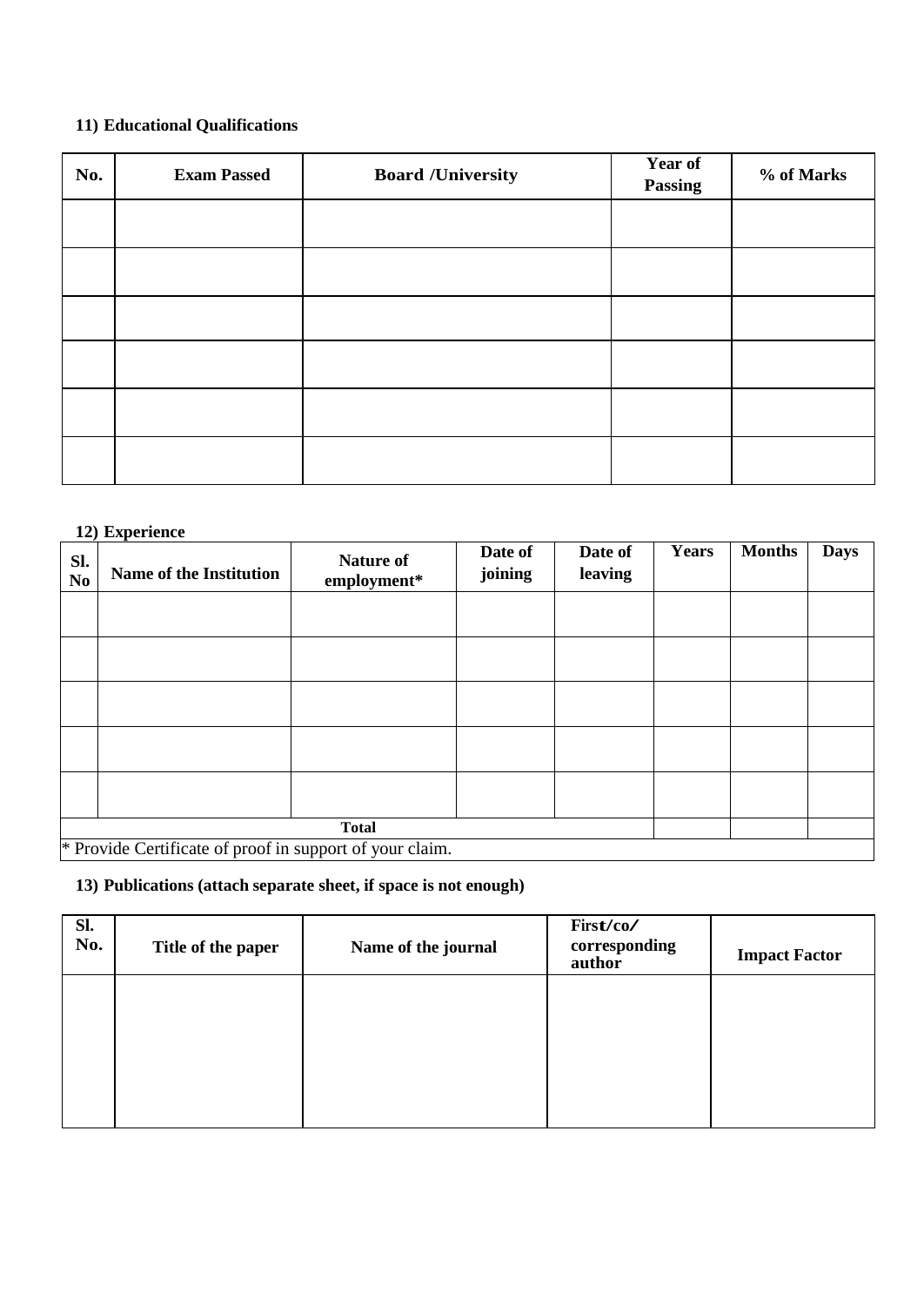**11) Educational Qualifications**

| No. | Exam Passed | Board /University | Year of Passing | % of Marks |
|---|---|---|---|---|
| | | | | |
| | | | | |
| | | | | |
| | | | | |
| | | | | |
| | | | | |

**12) Experience**

| Sl. No | Name of the Institution | Nature of employment* | Date of joining | Date of leaving | Years | Months | Days |
|---|---|---|---|---|---|---|---|
| | | | | | | | |
| | | | | | | | |
| | | | | | | | |
| | | | | | | | |
| | | | | | | | |
| | | **Total** | | | | | |

* Provide Certificate of proof in support of your claim.

**13) Publications (attach separate sheet, if space is not enough)**

| Sl. No. | Title of the paper | Name of the journal | First/co/ corresponding author | Impact Factor |
|---|---|---|---|---|
| | | | | |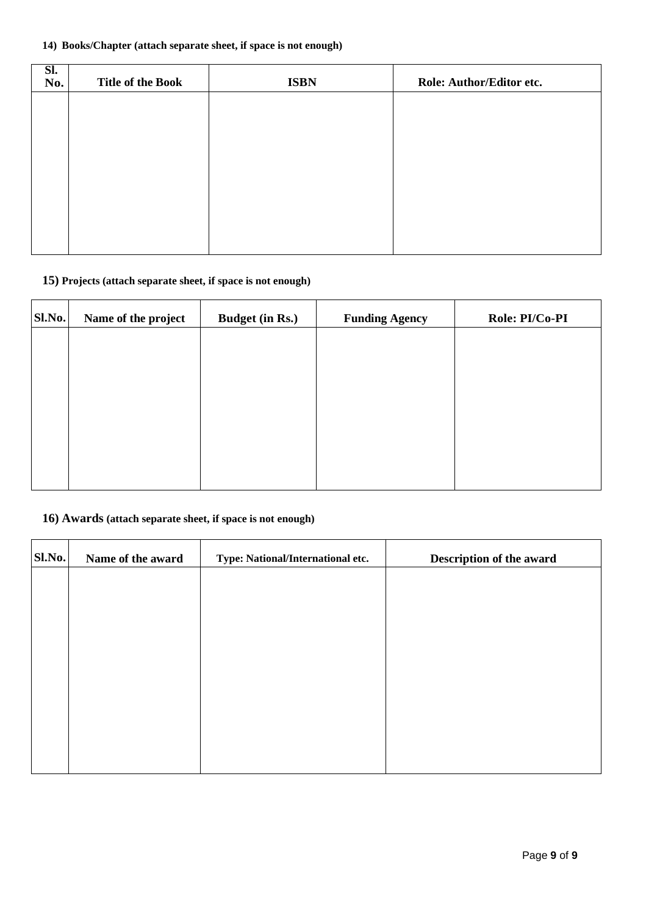**14) Books/Chapter (attach separate sheet, if space is not enough)**

| Sl. No. | Title of the Book | ISBN | Role: Author/Editor etc. |
|---|---|---|---|
| | | | |

**15) Projects (attach separate sheet, if space is not enough)**

| Sl.No. | Name of the project | Budget (in Rs.) | Funding Agency | Role: PI/Co-PI |
|---|---|---|---|---|
| | | | | |

**16) Awards (attach separate sheet, if space is not enough)**

| Sl.No. | Name of the award | Type: National/International etc. | Description of the award |
|---|---|---|---|
| | | | |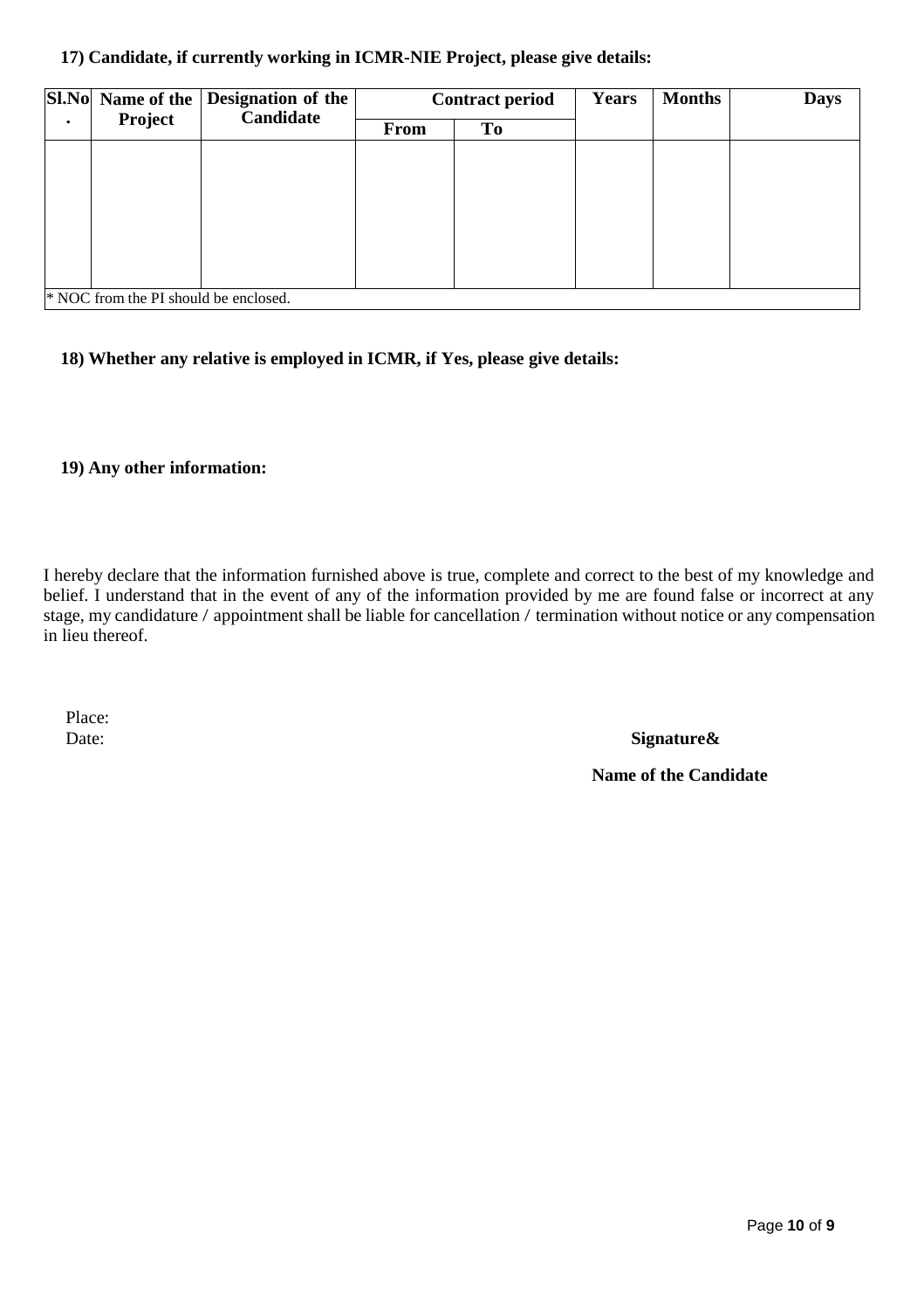**17) Candidate, if currently working in ICMR-NIE Project, please give details:**

| Sl.No. | Name of the Project | Designation of the Candidate | Contract period | | Years | Months | Days |
|---|---|---|---|---|---|---|---|
| | | | From | To | | | |
| | | | | | | | |
| * NOC from the PI should be enclosed. | | | | | | | |

**18) Whether any relative is employed in ICMR, if Yes, please give details:**

**19) Any other information:**

I hereby declare that the information furnished above is true, complete and correct to the best of my knowledge and belief. I understand that in the event of any of the information provided by me are found false or incorrect at any stage, my candidature / appointment shall be liable for cancellation / termination without notice or any compensation in lieu thereof.

Place:

Date:

**Signature&**

**Name of the Candidate**